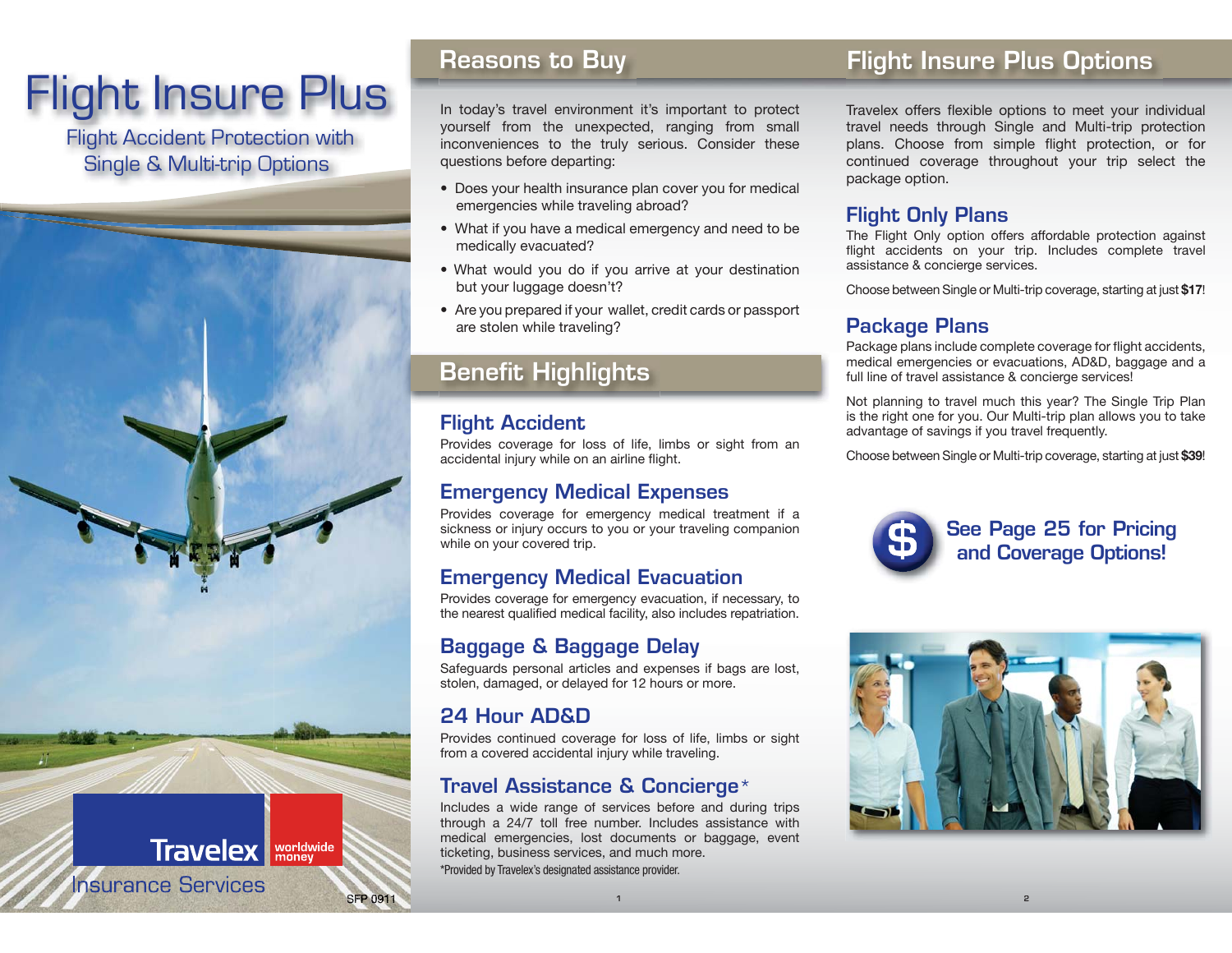# Flight Insure Plus

Flight Accident Protection with Single & Multi-trip Options

Travelex worldwide money

Insurance Services

SFP 0911

## Reasons to Buy

In today's travel environment it's important to protect yourself from the unexpected, ranging from small inconveniences to the truly serious. Consider these questions before departing:

- Does your health insurance plan cover you for medical emergencies while traveling abroad?
- What if you have a medical emergency and need to be medically evacuated?
- What would you do if you arrive at your destination but your luggage doesn't?
- Are you prepared if your wallet, credit cards or passport are stolen while traveling?

## Benefit Highlights

### Flight Accident

Provides coverage for loss of life, limbs or sight from an accidental injury while on an airline flight.

### Emergency Medical Expenses

Provides coverage for emergency medical treatment if a sickness or injury occurs to you or your traveling companion while on your covered trip.

### Emergency Medical Evacuation

Provides coverage for emergency evacuation, if necessary, to the nearest qualified medical facility, also includes repatriation.

### Baggage & Baggage Delay

Safeguards personal articles and expenses if bags are lost, stolen, damaged, or delayed for 12 hours or more.

### 24 Hour AD&D

Provides continued coverage for loss of life, limbs or sight from a covered accidental injury while traveling.

### Travel Assistance & Concierge*

Includes a wide range of services before and during trips through a 24/7 toll free number. Includes assistance with medical emergencies, lost documents or baggage, event ticketing, business services, and much more.

*Provided by Travelex's designated assistance provider.

## Flight Insure Plus Options

Travelex offers flexible options to meet your individual travel needs through Single and Multi-trip protection plans. Choose from simple flight protection, or for continued coverage throughout your trip select the package option.

### Flight Only Plans

The Flight Only option offers affordable protection against flight accidents on your trip. Includes complete travel assistance & concierge services.

Choose between Single or Multi-trip coverage, starting at just **$17**!

### Package Plans

Package plans include complete coverage for flight accidents, medical emergencies or evacuations, AD&D, baggage and a full line of travel assistance & concierge services!

Not planning to travel much this year? The Single Trip Plan is the right one for you. Our Multi-trip plan allows you to take advantage of savings if you travel frequently.

Choose between Single or Multi-trip coverage, starting at just **$39**!

**See Page 25 for Pricing and Coverage Options!**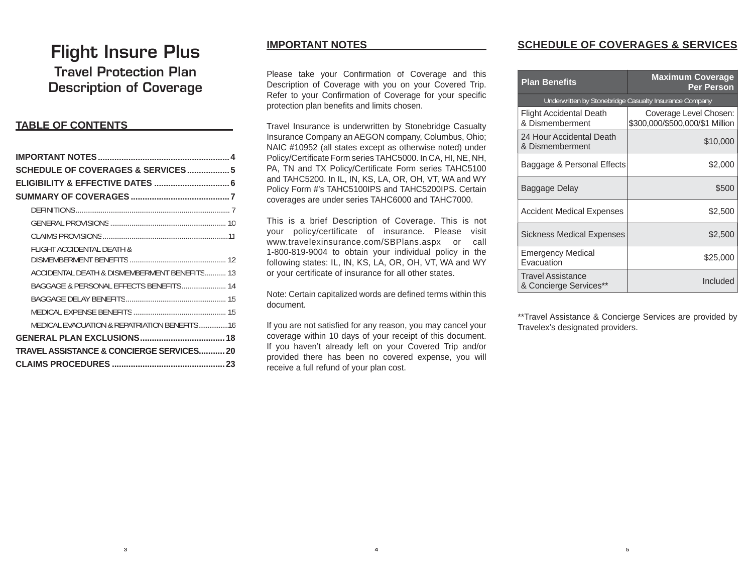# Flight Insure Plus

## Travel Protection Plan Description of Coverage

## TABLE OF CONTENTS

**IMPORTANT NOTES** .......................................................... 4
**SCHEDULE OF COVERAGES & SERVICES** .................. 5
**ELIGIBILITY & EFFECTIVE DATES** ................................ 6
**SUMMARY OF COVERAGES** .......................................... 7

- DEFINITIONS ............................................................................... 7
- GENERAL PROVISIONS ........................................................... 10
- CLAIMS PROVISIONS ................................................................ 11
- FLIGHT ACCIDENTAL DEATH & DISMEMBERMENT BENEFITS ................................................ 12
- ACCIDENTAL DEATH & DISMEMBERMENT BENEFITS ........... 13
- BAGGAGE & PERSONAL EFFECTS BENEFITS ...................... 14
- BAGGAGE DELAY BENEFITS ................................................... 15
- MEDICAL EXPENSE BENEFITS ............................................... 15
- MEDICAL EVACUATION & REPATRIATION BENEFITS ...............16

**GENERAL PLAN EXCLUSIONS** .................................... 18
**TRAVEL ASSISTANCE & CONCIERGE SERVICES** .......... 20
**CLAIMS PROCEDURES** ................................................ 23

## IMPORTANT NOTES

Please take your Confirmation of Coverage and this Description of Coverage with you on your Covered Trip. Refer to your Confirmation of Coverage for your specific protection plan benefits and limits chosen.

Travel Insurance is underwritten by Stonebridge Casualty Insurance Company an AEGON company, Columbus, Ohio; NAIC #10952 (all states except as otherwise noted) under Policy/Certificate Form series TAHC5000. In CA, HI, NE, NH, PA, TN and TX Policy/Certificate Form series TAHC5100 and TAHC5200. In IL, IN, KS, LA, OR, OH, VT, WA and WY Policy Form #'s TAHC5100IPS and TAHC5200IPS. Certain coverages are under series TAHC6000 and TAHC7000.

This is a brief Description of Coverage. This is not your policy/certificate of insurance. Please visit www.travelexinsurance.com/SBPlans.aspx or call 1-800-819-9004 to obtain your individual policy in the following states: IL, IN, KS, LA, OR, OH, VT, WA and WY or your certificate of insurance for all other states.

Note: Certain capitalized words are defined terms within this document.

If you are not satisfied for any reason, you may cancel your coverage within 10 days of your receipt of this document. If you haven't already left on your Covered Trip and/or provided there has been no covered expense, you will receive a full refund of your plan cost.

## SCHEDULE OF COVERAGES & SERVICES

| Plan Benefits | Maximum Coverage Per Person |
|---|---|
| Underwritten by Stonebridge Casualty Insurance Company | |
| Flight Accidental Death & Dismemberment | Coverage Level Chosen: $300,000/$500,000/$1 Million |
| 24 Hour Accidental Death & Dismemberment | $10,000 |
| Baggage & Personal Effects | $2,000 |
| Baggage Delay | $500 |
| Accident Medical Expenses | $2,500 |
| Sickness Medical Expenses | $2,500 |
| Emergency Medical Evacuation | $25,000 |
| Travel Assistance & Concierge Services** | Included |

**Travel Assistance & Concierge Services are provided by Travelex's designated providers.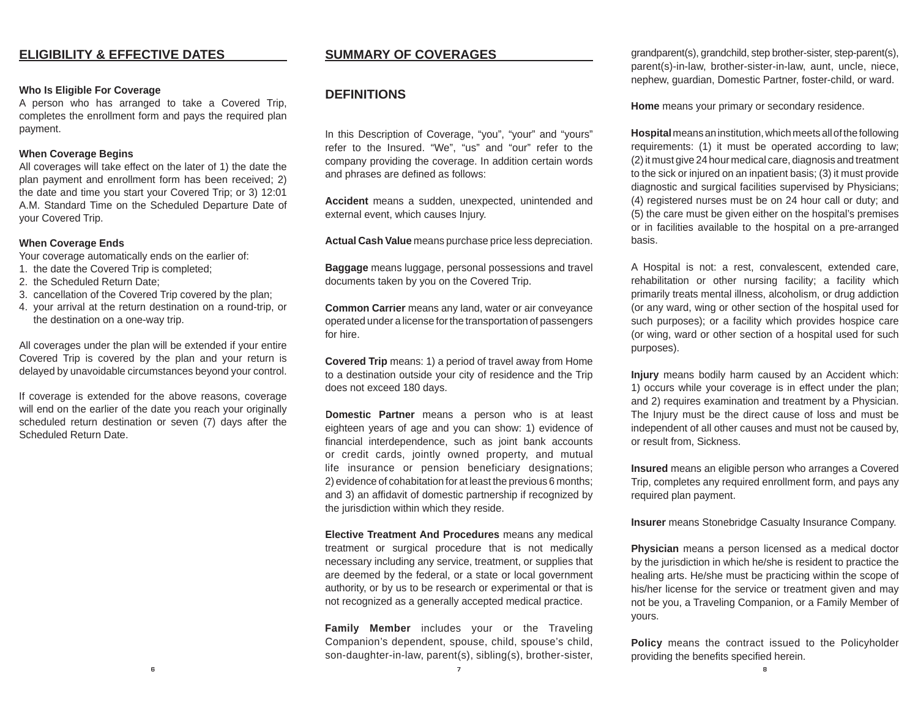## ELIGIBILITY & EFFECTIVE DATES

**Who Is Eligible For Coverage**
A person who has arranged to take a Covered Trip, completes the enrollment form and pays the required plan payment.

**When Coverage Begins**
All coverages will take effect on the later of 1) the date the plan payment and enrollment form has been received; 2) the date and time you start your Covered Trip; or 3) 12:01 A.M. Standard Time on the Scheduled Departure Date of your Covered Trip.

**When Coverage Ends**
Your coverage automatically ends on the earlier of:

1. the date the Covered Trip is completed;
2. the Scheduled Return Date;
3. cancellation of the Covered Trip covered by the plan;
4. your arrival at the return destination on a round-trip, or the destination on a one-way trip.

All coverages under the plan will be extended if your entire Covered Trip is covered by the plan and your return is delayed by unavoidable circumstances beyond your control.

If coverage is extended for the above reasons, coverage will end on the earlier of the date you reach your originally scheduled return destination or seven (7) days after the Scheduled Return Date.

## SUMMARY OF COVERAGES

### DEFINITIONS

In this Description of Coverage, "you", "your" and "yours" refer to the Insured. "We", "us" and "our" refer to the company providing the coverage. In addition certain words and phrases are defined as follows:

**Accident** means a sudden, unexpected, unintended and external event, which causes Injury.

**Actual Cash Value** means purchase price less depreciation.

**Baggage** means luggage, personal possessions and travel documents taken by you on the Covered Trip.

**Common Carrier** means any land, water or air conveyance operated under a license for the transportation of passengers for hire.

**Covered Trip** means: 1) a period of travel away from Home to a destination outside your city of residence and the Trip does not exceed 180 days.

**Domestic Partner** means a person who is at least eighteen years of age and you can show: 1) evidence of financial interdependence, such as joint bank accounts or credit cards, jointly owned property, and mutual life insurance or pension beneficiary designations; 2) evidence of cohabitation for at least the previous 6 months; and 3) an affidavit of domestic partnership if recognized by the jurisdiction within which they reside.

**Elective Treatment And Procedures** means any medical treatment or surgical procedure that is not medically necessary including any service, treatment, or supplies that are deemed by the federal, or a state or local government authority, or by us to be research or experimental or that is not recognized as a generally accepted medical practice.

**Family Member** includes your or the Traveling Companion's dependent, spouse, child, spouse's child, son-daughter-in-law, parent(s), sibling(s), brother-sister, grandparent(s), grandchild, step brother-sister, step-parent(s), parent(s)-in-law, brother-sister-in-law, aunt, uncle, niece, nephew, guardian, Domestic Partner, foster-child, or ward.

**Home** means your primary or secondary residence.

**Hospital** means an institution, which meets all of the following requirements: (1) it must be operated according to law; (2) it must give 24 hour medical care, diagnosis and treatment to the sick or injured on an inpatient basis; (3) it must provide diagnostic and surgical facilities supervised by Physicians; (4) registered nurses must be on 24 hour call or duty; and (5) the care must be given either on the hospital's premises or in facilities available to the hospital on a pre-arranged basis.

A Hospital is not: a rest, convalescent, extended care, rehabilitation or other nursing facility; a facility which primarily treats mental illness, alcoholism, or drug addiction (or any ward, wing or other section of the hospital used for such purposes); or a facility which provides hospice care (or wing, ward or other section of a hospital used for such purposes).

**Injury** means bodily harm caused by an Accident which: 1) occurs while your coverage is in effect under the plan; and 2) requires examination and treatment by a Physician. The Injury must be the direct cause of loss and must be independent of all other causes and must not be caused by, or result from, Sickness.

**Insured** means an eligible person who arranges a Covered Trip, completes any required enrollment form, and pays any required plan payment.

**Insurer** means Stonebridge Casualty Insurance Company.

**Physician** means a person licensed as a medical doctor by the jurisdiction in which he/she is resident to practice the healing arts. He/she must be practicing within the scope of his/her license for the service or treatment given and may not be you, a Traveling Companion, or a Family Member of yours.

**Policy** means the contract issued to the Policyholder providing the benefits specified herein.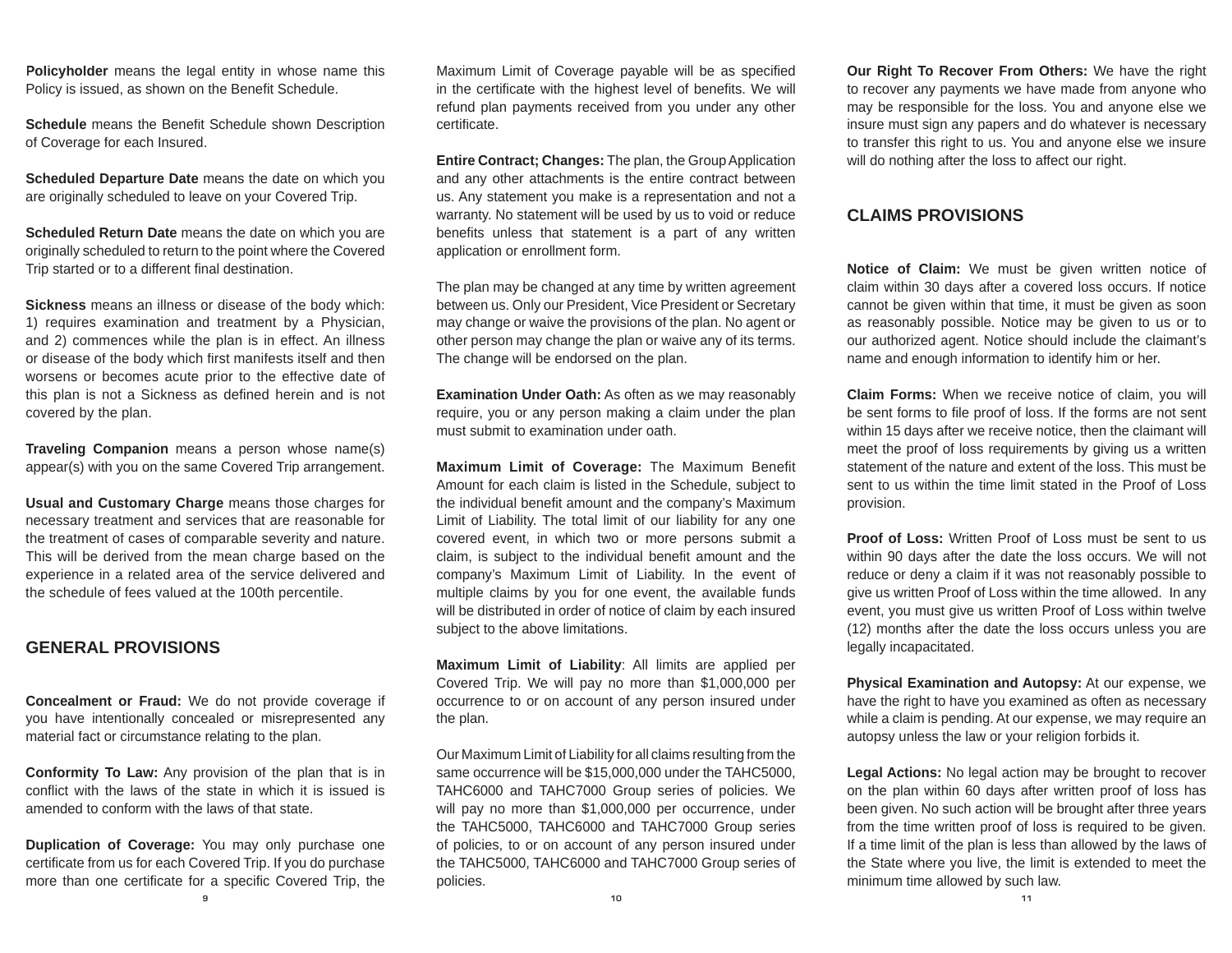**Policyholder** means the legal entity in whose name this Policy is issued, as shown on the Benefit Schedule.

**Schedule** means the Benefit Schedule shown Description of Coverage for each Insured.

**Scheduled Departure Date** means the date on which you are originally scheduled to leave on your Covered Trip.

**Scheduled Return Date** means the date on which you are originally scheduled to return to the point where the Covered Trip started or to a different final destination.

**Sickness** means an illness or disease of the body which: 1) requires examination and treatment by a Physician, and 2) commences while the plan is in effect. An illness or disease of the body which first manifests itself and then worsens or becomes acute prior to the effective date of this plan is not a Sickness as defined herein and is not covered by the plan.

**Traveling Companion** means a person whose name(s) appear(s) with you on the same Covered Trip arrangement.

**Usual and Customary Charge** means those charges for necessary treatment and services that are reasonable for the treatment of cases of comparable severity and nature. This will be derived from the mean charge based on the experience in a related area of the service delivered and the schedule of fees valued at the 100th percentile.

## GENERAL PROVISIONS

**Concealment or Fraud:** We do not provide coverage if you have intentionally concealed or misrepresented any material fact or circumstance relating to the plan.

**Conformity To Law:** Any provision of the plan that is in conflict with the laws of the state in which it is issued is amended to conform with the laws of that state.

**Duplication of Coverage:** You may only purchase one certificate from us for each Covered Trip. If you do purchase more than one certificate for a specific Covered Trip, the Maximum Limit of Coverage payable will be as specified in the certificate with the highest level of benefits. We will refund plan payments received from you under any other certificate.

**Entire Contract; Changes:** The plan, the Group Application and any other attachments is the entire contract between us. Any statement you make is a representation and not a warranty. No statement will be used by us to void or reduce benefits unless that statement is a part of any written application or enrollment form.

The plan may be changed at any time by written agreement between us. Only our President, Vice President or Secretary may change or waive the provisions of the plan. No agent or other person may change the plan or waive any of its terms. The change will be endorsed on the plan.

**Examination Under Oath:** As often as we may reasonably require, you or any person making a claim under the plan must submit to examination under oath.

**Maximum Limit of Coverage:** The Maximum Benefit Amount for each claim is listed in the Schedule, subject to the individual benefit amount and the company's Maximum Limit of Liability. The total limit of our liability for any one covered event, in which two or more persons submit a claim, is subject to the individual benefit amount and the company's Maximum Limit of Liability. In the event of multiple claims by you for one event, the available funds will be distributed in order of notice of claim by each insured subject to the above limitations.

**Maximum Limit of Liability**: All limits are applied per Covered Trip. We will pay no more than $1,000,000 per occurrence to or on account of any person insured under the plan.

Our Maximum Limit of Liability for all claims resulting from the same occurrence will be $15,000,000 under the TAHC5000, TAHC6000 and TAHC7000 Group series of policies. We will pay no more than $1,000,000 per occurrence, under the TAHC5000, TAHC6000 and TAHC7000 Group series of policies, to or on account of any person insured under the TAHC5000, TAHC6000 and TAHC7000 Group series of policies.

**Our Right To Recover From Others:** We have the right to recover any payments we have made from anyone who may be responsible for the loss. You and anyone else we insure must sign any papers and do whatever is necessary to transfer this right to us. You and anyone else we insure will do nothing after the loss to affect our right.

## CLAIMS PROVISIONS

**Notice of Claim:** We must be given written notice of claim within 30 days after a covered loss occurs. If notice cannot be given within that time, it must be given as soon as reasonably possible. Notice may be given to us or to our authorized agent. Notice should include the claimant's name and enough information to identify him or her.

**Claim Forms:** When we receive notice of claim, you will be sent forms to file proof of loss. If the forms are not sent within 15 days after we receive notice, then the claimant will meet the proof of loss requirements by giving us a written statement of the nature and extent of the loss. This must be sent to us within the time limit stated in the Proof of Loss provision.

**Proof of Loss:** Written Proof of Loss must be sent to us within 90 days after the date the loss occurs. We will not reduce or deny a claim if it was not reasonably possible to give us written Proof of Loss within the time allowed. In any event, you must give us written Proof of Loss within twelve (12) months after the date the loss occurs unless you are legally incapacitated.

**Physical Examination and Autopsy:** At our expense, we have the right to have you examined as often as necessary while a claim is pending. At our expense, we may require an autopsy unless the law or your religion forbids it.

**Legal Actions:** No legal action may be brought to recover on the plan within 60 days after written proof of loss has been given. No such action will be brought after three years from the time written proof of loss is required to be given. If a time limit of the plan is less than allowed by the laws of the State where you live, the limit is extended to meet the minimum time allowed by such law.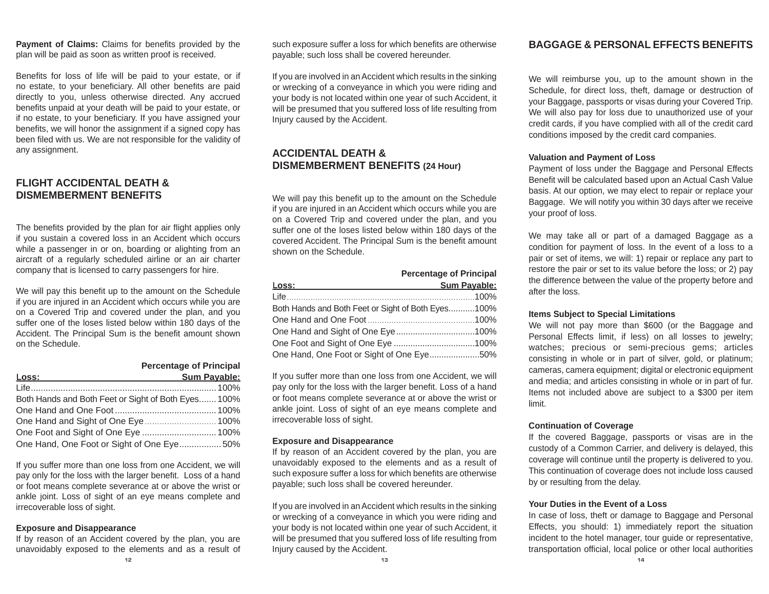**Payment of Claims:** Claims for benefits provided by the plan will be paid as soon as written proof is received.

Benefits for loss of life will be paid to your estate, or if no estate, to your beneficiary. All other benefits are paid directly to you, unless otherwise directed. Any accrued benefits unpaid at your death will be paid to your estate, or if no estate, to your beneficiary. If you have assigned your benefits, we will honor the assignment if a signed copy has been filed with us. We are not responsible for the validity of any assignment.

## FLIGHT ACCIDENTAL DEATH & DISMEMBERMENT BENEFITS

The benefits provided by the plan for air flight applies only if you sustain a covered loss in an Accident which occurs while a passenger in or on, boarding or alighting from an aircraft of a regularly scheduled airline or an air charter company that is licensed to carry passengers for hire.

We will pay this benefit up to the amount on the Schedule if you are injured in an Accident which occurs while you are on a Covered Trip and covered under the plan, and you suffer one of the loses listed below within 180 days of the Accident. The Principal Sum is the benefit amount shown on the Schedule.

| Loss: | Percentage of Principal Sum Payable: |
|---|---|
| Life | 100% |
| Both Hands and Both Feet or Sight of Both Eyes | 100% |
| One Hand and One Foot | 100% |
| One Hand and Sight of One Eye | 100% |
| One Foot and Sight of One Eye | 100% |
| One Hand, One Foot or Sight of One Eye | 50% |

If you suffer more than one loss from one Accident, we will pay only for the loss with the larger benefit. Loss of a hand or foot means complete severance at or above the wrist or ankle joint. Loss of sight of an eye means complete and irrecoverable loss of sight.

**Exposure and Disappearance**
If by reason of an Accident covered by the plan, you are unavoidably exposed to the elements and as a result of such exposure suffer a loss for which benefits are otherwise payable; such loss shall be covered hereunder.

If you are involved in an Accident which results in the sinking or wrecking of a conveyance in which you were riding and your body is not located within one year of such Accident, it will be presumed that you suffered loss of life resulting from Injury caused by the Accident.

## ACCIDENTAL DEATH & DISMEMBERMENT BENEFITS (24 Hour)

We will pay this benefit up to the amount on the Schedule if you are injured in an Accident which occurs while you are on a Covered Trip and covered under the plan, and you suffer one of the loses listed below within 180 days of the covered Accident. The Principal Sum is the benefit amount shown on the Schedule.

| Loss: | Percentage of Principal Sum Payable: |
|---|---|
| Life | 100% |
| Both Hands and Both Feet or Sight of Both Eyes | 100% |
| One Hand and One Foot | 100% |
| One Hand and Sight of One Eye | 100% |
| One Foot and Sight of One Eye | 100% |
| One Hand, One Foot or Sight of One Eye | 50% |

If you suffer more than one loss from one Accident, we will pay only for the loss with the larger benefit. Loss of a hand or foot means complete severance at or above the wrist or ankle joint. Loss of sight of an eye means complete and irrecoverable loss of sight.

**Exposure and Disappearance**
If by reason of an Accident covered by the plan, you are unavoidably exposed to the elements and as a result of such exposure suffer a loss for which benefits are otherwise payable; such loss shall be covered hereunder.

If you are involved in an Accident which results in the sinking or wrecking of a conveyance in which you were riding and your body is not located within one year of such Accident, it will be presumed that you suffered loss of life resulting from Injury caused by the Accident.

## BAGGAGE & PERSONAL EFFECTS BENEFITS

We will reimburse you, up to the amount shown in the Schedule, for direct loss, theft, damage or destruction of your Baggage, passports or visas during your Covered Trip. We will also pay for loss due to unauthorized use of your credit cards, if you have complied with all of the credit card conditions imposed by the credit card companies.

**Valuation and Payment of Loss**
Payment of loss under the Baggage and Personal Effects Benefit will be calculated based upon an Actual Cash Value basis. At our option, we may elect to repair or replace your Baggage. We will notify you within 30 days after we receive your proof of loss.

We may take all or part of a damaged Baggage as a condition for payment of loss. In the event of a loss to a pair or set of items, we will: 1) repair or replace any part to restore the pair or set to its value before the loss; or 2) pay the difference between the value of the property before and after the loss.

**Items Subject to Special Limitations**
We will not pay more than $600 (or the Baggage and Personal Effects limit, if less) on all losses to jewelry; watches; precious or semi-precious gems; articles consisting in whole or in part of silver, gold, or platinum; cameras, camera equipment; digital or electronic equipment and media; and articles consisting in whole or in part of fur. Items not included above are subject to a $300 per item limit.

**Continuation of Coverage**
If the covered Baggage, passports or visas are in the custody of a Common Carrier, and delivery is delayed, this coverage will continue until the property is delivered to you. This continuation of coverage does not include loss caused by or resulting from the delay.

**Your Duties in the Event of a Loss**
In case of loss, theft or damage to Baggage and Personal Effects, you should: 1) immediately report the situation incident to the hotel manager, tour guide or representative, transportation official, local police or other local authorities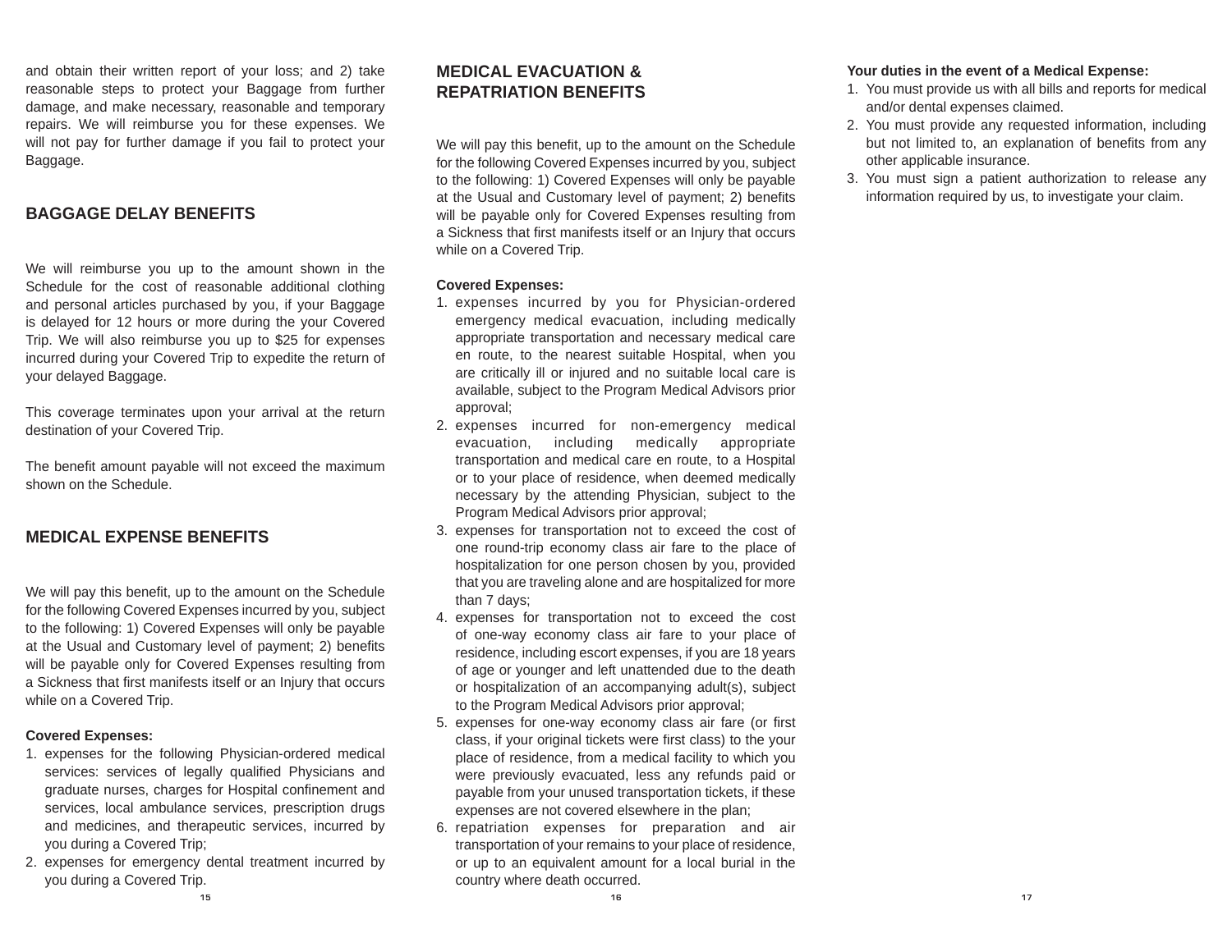and obtain their written report of your loss; and 2) take reasonable steps to protect your Baggage from further damage, and make necessary, reasonable and temporary repairs. We will reimburse you for these expenses. We will not pay for further damage if you fail to protect your Baggage.

## BAGGAGE DELAY BENEFITS

We will reimburse you up to the amount shown in the Schedule for the cost of reasonable additional clothing and personal articles purchased by you, if your Baggage is delayed for 12 hours or more during the your Covered Trip. We will also reimburse you up to $25 for expenses incurred during your Covered Trip to expedite the return of your delayed Baggage.

This coverage terminates upon your arrival at the return destination of your Covered Trip.

The benefit amount payable will not exceed the maximum shown on the Schedule.

## MEDICAL EXPENSE BENEFITS

We will pay this benefit, up to the amount on the Schedule for the following Covered Expenses incurred by you, subject to the following: 1) Covered Expenses will only be payable at the Usual and Customary level of payment; 2) benefits will be payable only for Covered Expenses resulting from a Sickness that first manifests itself or an Injury that occurs while on a Covered Trip.

**Covered Expenses:**

1. expenses for the following Physician-ordered medical services: services of legally qualified Physicians and graduate nurses, charges for Hospital confinement and services, local ambulance services, prescription drugs and medicines, and therapeutic services, incurred by you during a Covered Trip;
2. expenses for emergency dental treatment incurred by you during a Covered Trip.

## MEDICAL EVACUATION & REPATRIATION BENEFITS

We will pay this benefit, up to the amount on the Schedule for the following Covered Expenses incurred by you, subject to the following: 1) Covered Expenses will only be payable at the Usual and Customary level of payment; 2) benefits will be payable only for Covered Expenses resulting from a Sickness that first manifests itself or an Injury that occurs while on a Covered Trip.

**Covered Expenses:**

1. expenses incurred by you for Physician-ordered emergency medical evacuation, including medically appropriate transportation and necessary medical care en route, to the nearest suitable Hospital, when you are critically ill or injured and no suitable local care is available, subject to the Program Medical Advisors prior approval;
2. expenses incurred for non-emergency medical evacuation, including medically appropriate transportation and medical care en route, to a Hospital or to your place of residence, when deemed medically necessary by the attending Physician, subject to the Program Medical Advisors prior approval;
3. expenses for transportation not to exceed the cost of one round-trip economy class air fare to the place of hospitalization for one person chosen by you, provided that you are traveling alone and are hospitalized for more than 7 days;
4. expenses for transportation not to exceed the cost of one-way economy class air fare to your place of residence, including escort expenses, if you are 18 years of age or younger and left unattended due to the death or hospitalization of an accompanying adult(s), subject to the Program Medical Advisors prior approval;
5. expenses for one-way economy class air fare (or first class, if your original tickets were first class) to the your place of residence, from a medical facility to which you were previously evacuated, less any refunds paid or payable from your unused transportation tickets, if these expenses are not covered elsewhere in the plan;
6. repatriation expenses for preparation and air transportation of your remains to your place of residence, or up to an equivalent amount for a local burial in the country where death occurred.

**Your duties in the event of a Medical Expense:**

1. You must provide us with all bills and reports for medical and/or dental expenses claimed.
2. You must provide any requested information, including but not limited to, an explanation of benefits from any other applicable insurance.
3. You must sign a patient authorization to release any information required by us, to investigate your claim.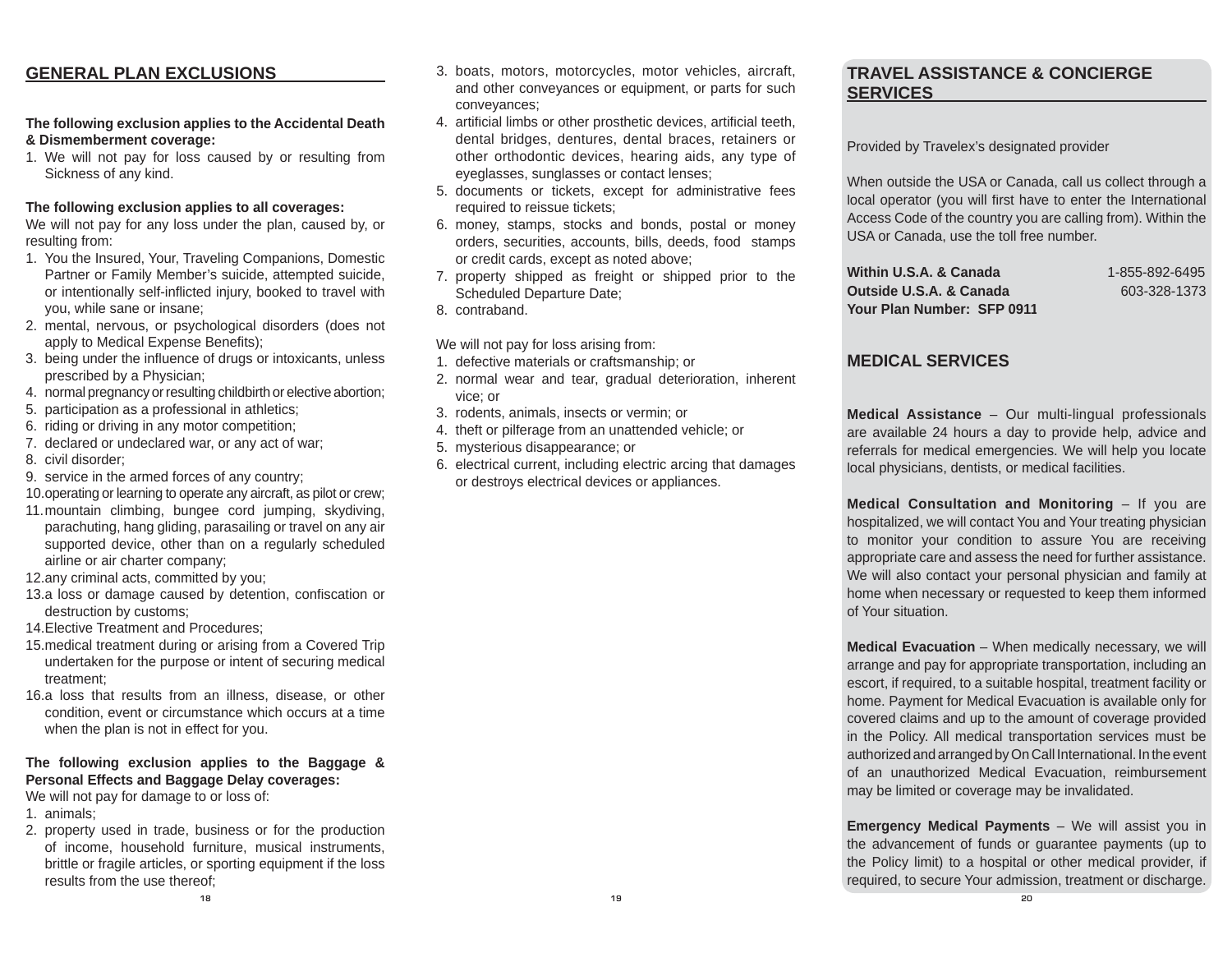## GENERAL PLAN EXCLUSIONS

**The following exclusion applies to the Accidental Death & Dismemberment coverage:**

1. We will not pay for loss caused by or resulting from Sickness of any kind.

**The following exclusion applies to all coverages:**

We will not pay for any loss under the plan, caused by, or resulting from:

1. You the Insured, Your, Traveling Companions, Domestic Partner or Family Member's suicide, attempted suicide, or intentionally self-inflicted injury, booked to travel with you, while sane or insane;
2. mental, nervous, or psychological disorders (does not apply to Medical Expense Benefits);
3. being under the influence of drugs or intoxicants, unless prescribed by a Physician;
4. normal pregnancy or resulting childbirth or elective abortion;
5. participation as a professional in athletics;
6. riding or driving in any motor competition;
7. declared or undeclared war, or any act of war;
8. civil disorder;
9. service in the armed forces of any country;
10. operating or learning to operate any aircraft, as pilot or crew;
11. mountain climbing, bungee cord jumping, skydiving, parachuting, hang gliding, parasailing or travel on any air supported device, other than on a regularly scheduled airline or air charter company;
12. any criminal acts, committed by you;
13. a loss or damage caused by detention, confiscation or destruction by customs;
14. Elective Treatment and Procedures;
15. medical treatment during or arising from a Covered Trip undertaken for the purpose or intent of securing medical treatment;
16. a loss that results from an illness, disease, or other condition, event or circumstance which occurs at a time when the plan is not in effect for you.

**The following exclusion applies to the Baggage & Personal Effects and Baggage Delay coverages:**

We will not pay for damage to or loss of:

1. animals;
2. property used in trade, business or for the production of income, household furniture, musical instruments, brittle or fragile articles, or sporting equipment if the loss results from the use thereof;
3. boats, motors, motorcycles, motor vehicles, aircraft, and other conveyances or equipment, or parts for such conveyances;
4. artificial limbs or other prosthetic devices, artificial teeth, dental bridges, dentures, dental braces, retainers or other orthodontic devices, hearing aids, any type of eyeglasses, sunglasses or contact lenses;
5. documents or tickets, except for administrative fees required to reissue tickets;
6. money, stamps, stocks and bonds, postal or money orders, securities, accounts, bills, deeds, food stamps or credit cards, except as noted above;
7. property shipped as freight or shipped prior to the Scheduled Departure Date;
8. contraband.

We will not pay for loss arising from:

1. defective materials or craftsmanship; or
2. normal wear and tear, gradual deterioration, inherent vice; or
3. rodents, animals, insects or vermin; or
4. theft or pilferage from an unattended vehicle; or
5. mysterious disappearance; or
6. electrical current, including electric arcing that damages or destroys electrical devices or appliances.

## TRAVEL ASSISTANCE & CONCIERGE SERVICES

Provided by Travelex's designated provider

When outside the USA or Canada, call us collect through a local operator (you will first have to enter the International Access Code of the country you are calling from). Within the USA or Canada, use the toll free number.

**Within U.S.A. & Canada** 1-855-892-6495
**Outside U.S.A. & Canada** 603-328-1373
**Your Plan Number: SFP 0911**

## MEDICAL SERVICES

**Medical Assistance** – Our multi-lingual professionals are available 24 hours a day to provide help, advice and referrals for medical emergencies. We will help you locate local physicians, dentists, or medical facilities.

**Medical Consultation and Monitoring** – If you are hospitalized, we will contact You and Your treating physician to monitor your condition to assure You are receiving appropriate care and assess the need for further assistance. We will also contact your personal physician and family at home when necessary or requested to keep them informed of Your situation.

**Medical Evacuation** – When medically necessary, we will arrange and pay for appropriate transportation, including an escort, if required, to a suitable hospital, treatment facility or home. Payment for Medical Evacuation is available only for covered claims and up to the amount of coverage provided in the Policy. All medical transportation services must be authorized and arranged by On Call International. In the event of an unauthorized Medical Evacuation, reimbursement may be limited or coverage may be invalidated.

**Emergency Medical Payments** – We will assist you in the advancement of funds or guarantee payments (up to the Policy limit) to a hospital or other medical provider, if required, to secure Your admission, treatment or discharge.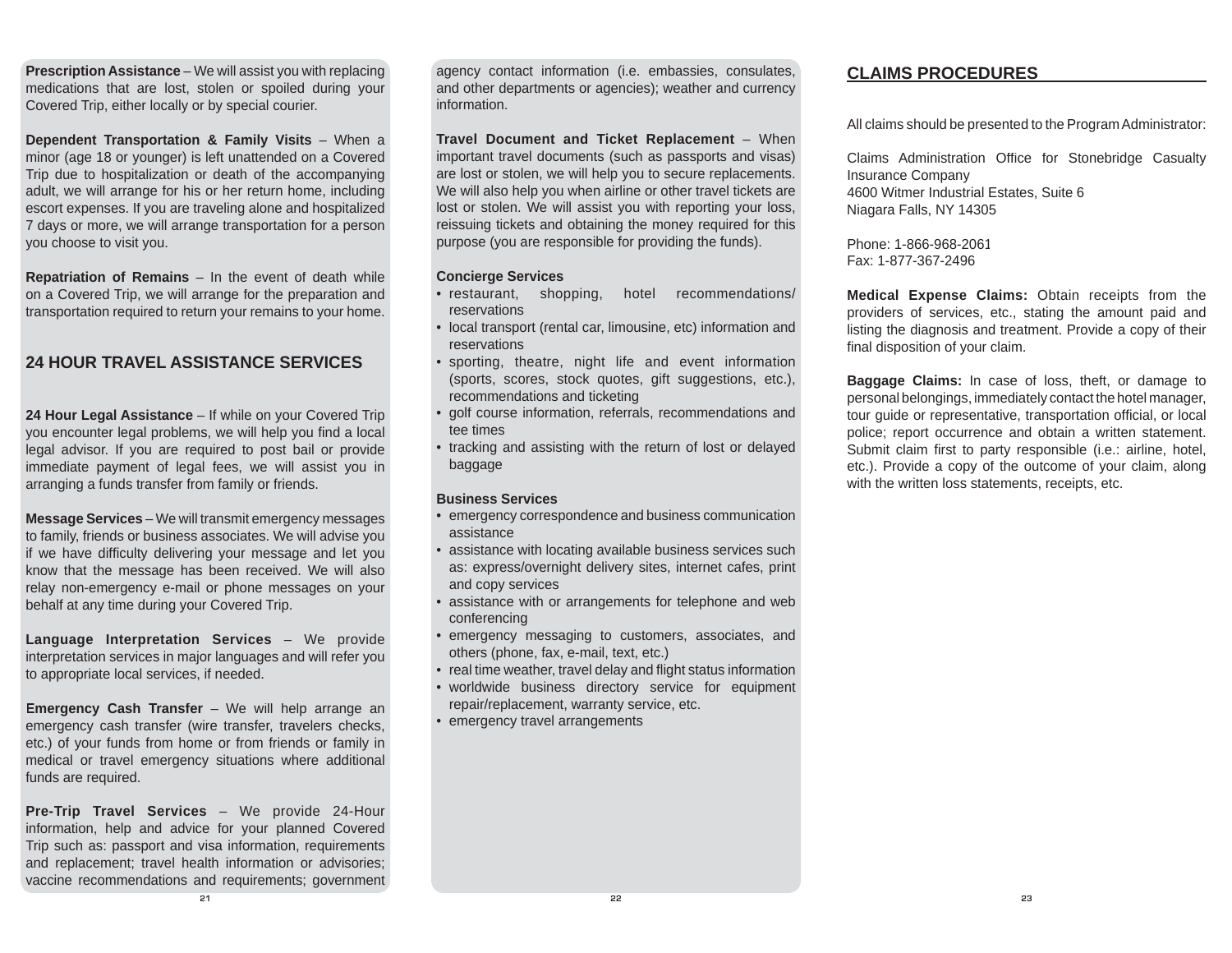**Prescription Assistance** – We will assist you with replacing medications that are lost, stolen or spoiled during your Covered Trip, either locally or by special courier.

**Dependent Transportation & Family Visits** – When a minor (age 18 or younger) is left unattended on a Covered Trip due to hospitalization or death of the accompanying adult, we will arrange for his or her return home, including escort expenses. If you are traveling alone and hospitalized 7 days or more, we will arrange transportation for a person you choose to visit you.

**Repatriation of Remains** – In the event of death while on a Covered Trip, we will arrange for the preparation and transportation required to return your remains to your home.

## 24 HOUR TRAVEL ASSISTANCE SERVICES

**24 Hour Legal Assistance** – If while on your Covered Trip you encounter legal problems, we will help you find a local legal advisor. If you are required to post bail or provide immediate payment of legal fees, we will assist you in arranging a funds transfer from family or friends.

**Message Services** – We will transmit emergency messages to family, friends or business associates. We will advise you if we have difficulty delivering your message and let you know that the message has been received. We will also relay non-emergency e-mail or phone messages on your behalf at any time during your Covered Trip.

**Language Interpretation Services** – We provide interpretation services in major languages and will refer you to appropriate local services, if needed.

**Emergency Cash Transfer** – We will help arrange an emergency cash transfer (wire transfer, travelers checks, etc.) of your funds from home or from friends or family in medical or travel emergency situations where additional funds are required.

**Pre-Trip Travel Services** – We provide 24-Hour information, help and advice for your planned Covered Trip such as: passport and visa information, requirements and replacement; travel health information or advisories; vaccine recommendations and requirements; government agency contact information (i.e. embassies, consulates, and other departments or agencies); weather and currency information.

**Travel Document and Ticket Replacement** – When important travel documents (such as passports and visas) are lost or stolen, we will help you to secure replacements. We will also help you when airline or other travel tickets are lost or stolen. We will assist you with reporting your loss, reissuing tickets and obtaining the money required for this purpose (you are responsible for providing the funds).

**Concierge Services**

- restaurant, shopping, hotel recommendations/ reservations
- local transport (rental car, limousine, etc) information and reservations
- sporting, theatre, night life and event information (sports, scores, stock quotes, gift suggestions, etc.), recommendations and ticketing
- golf course information, referrals, recommendations and tee times
- tracking and assisting with the return of lost or delayed baggage

**Business Services**

- emergency correspondence and business communication assistance
- assistance with locating available business services such as: express/overnight delivery sites, internet cafes, print and copy services
- assistance with or arrangements for telephone and web conferencing
- emergency messaging to customers, associates, and others (phone, fax, e-mail, text, etc.)
- real time weather, travel delay and flight status information
- worldwide business directory service for equipment repair/replacement, warranty service, etc.
- emergency travel arrangements

## CLAIMS PROCEDURES

All claims should be presented to the Program Administrator:

Claims Administration Office for Stonebridge Casualty Insurance Company
4600 Witmer Industrial Estates, Suite 6
Niagara Falls, NY 14305

Phone: 1-866-968-2061
Fax: 1-877-367-2496

**Medical Expense Claims:** Obtain receipts from the providers of services, etc., stating the amount paid and listing the diagnosis and treatment. Provide a copy of their final disposition of your claim.

**Baggage Claims:** In case of loss, theft, or damage to personal belongings, immediately contact the hotel manager, tour guide or representative, transportation official, or local police; report occurrence and obtain a written statement. Submit claim first to party responsible (i.e.: airline, hotel, etc.). Provide a copy of the outcome of your claim, along with the written loss statements, receipts, etc.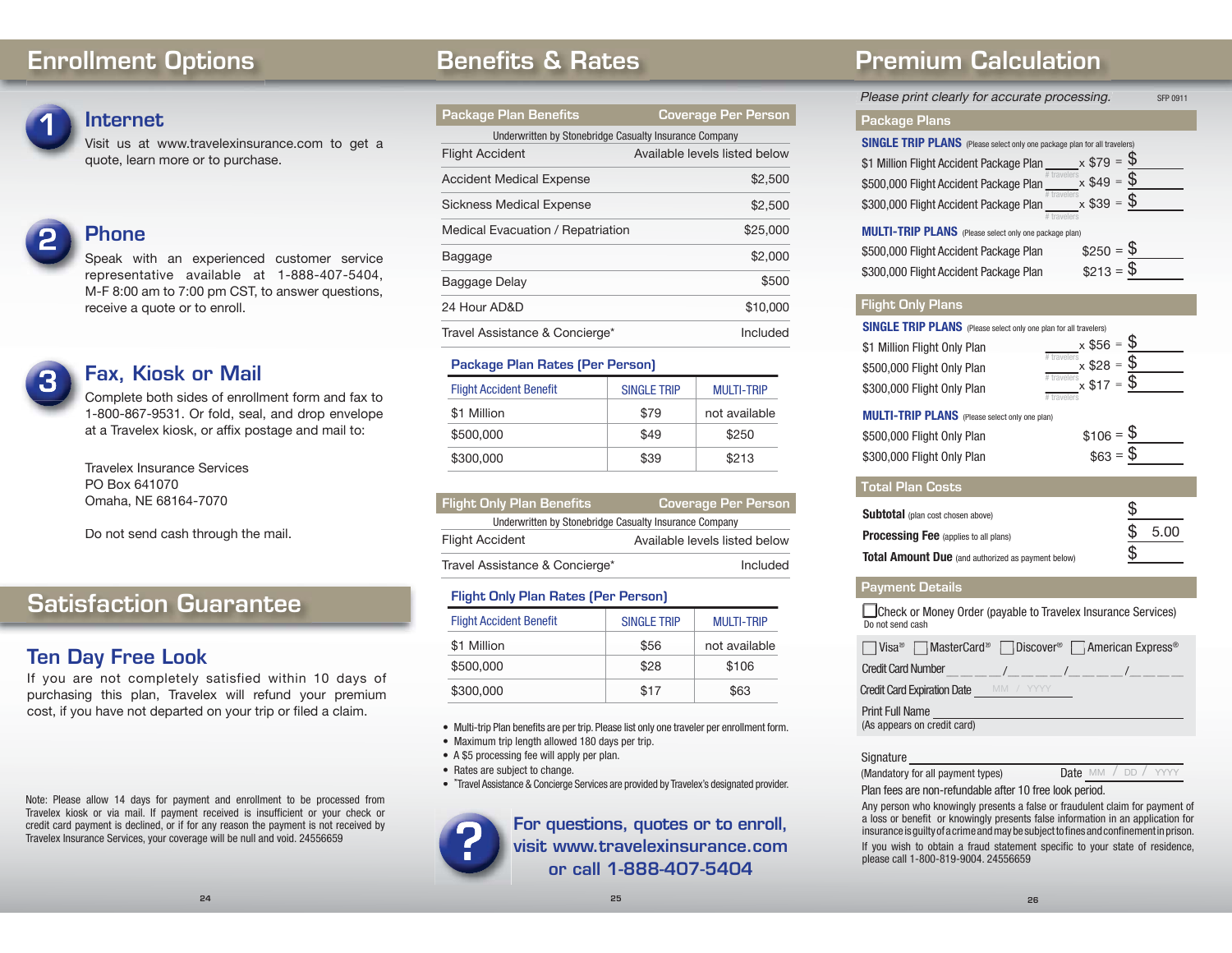# Enrollment Options

## 1 Internet

Visit us at www.travelexinsurance.com to get a quote, learn more or to purchase.

## 2 Phone

Speak with an experienced customer service representative available at 1-888-407-5404, M-F 8:00 am to 7:00 pm CST, to answer questions, receive a quote or to enroll.

## 3 Fax, Kiosk or Mail

Complete both sides of enrollment form and fax to 1-800-867-9531. Or fold, seal, and drop envelope at a Travelex kiosk, or affix postage and mail to:

Travelex Insurance Services
PO Box 641070
Omaha, NE 68164-7070

Do not send cash through the mail.

# Satisfaction Guarantee

## Ten Day Free Look

If you are not completely satisfied within 10 days of purchasing this plan, Travelex will refund your premium cost, if you have not departed on your trip or filed a claim.

Note: Please allow 14 days for payment and enrollment to be processed from Travelex kiosk or via mail. If payment received is insufficient or your check or credit card payment is declined, or if for any reason the payment is not received by Travelex Insurance Services, your coverage will be null and void. 24556659

# Benefits & Rates

| Package Plan Benefits | Coverage Per Person |
|---|---|
| Underwritten by Stonebridge Casualty Insurance Company | |
| Flight Accident | Available levels listed below |
| Accident Medical Expense | $2,500 |
| Sickness Medical Expense | $2,500 |
| Medical Evacuation / Repatriation | $25,000 |
| Baggage | $2,000 |
| Baggage Delay | $500 |
| 24 Hour AD&D | $10,000 |
| Travel Assistance & Concierge* | Included |

### Package Plan Rates (Per Person)

| Flight Accident Benefit | SINGLE TRIP | MULTI-TRIP |
|---|---|---|
| $1 Million | $79 | not available |
| $500,000 | $49 | $250 |
| $300,000 | $39 | $213 |

| Flight Only Plan Benefits | Coverage Per Person |
|---|---|
| Underwritten by Stonebridge Casualty Insurance Company | |
| Flight Accident | Available levels listed below |
| Travel Assistance & Concierge* | Included |

### Flight Only Plan Rates (Per Person)

| Flight Accident Benefit | SINGLE TRIP | MULTI-TRIP |
|---|---|---|
| $1 Million | $56 | not available |
| $500,000 | $28 | $106 |
| $300,000 | $17 | $63 |

- Multi-trip Plan benefits are per trip. Please list only one traveler per enrollment form.
- Maximum trip length allowed 180 days per trip.
- A $5 processing fee will apply per plan.
- Rates are subject to change.
- *Travel Assistance & Concierge Services are provided by Travelex's designated provider.

**For questions, quotes or to enroll, visit www.travelexinsurance.com or call 1-888-407-5404**

# Premium Calculation

*Please print clearly for accurate processing.* SFP 0911

## Package Plans

**SINGLE TRIP PLANS** (Please select only one package plan for all travelers)

- $1 Million Flight Accident Package Plan ____ # travelers x $79 = $ ______
- $500,000 Flight Accident Package Plan ____ # travelers x $49 = $ ______
- $300,000 Flight Accident Package Plan ____ # travelers x $39 = $ ______

**MULTI-TRIP PLANS** (Please select only one package plan)

- $500,000 Flight Accident Package Plan $250 = $ ______
- $300,000 Flight Accident Package Plan $213 = $ ______

## Flight Only Plans

**SINGLE TRIP PLANS** (Please select only one plan for all travelers)

- $1 Million Flight Only Plan ____ # travelers x $56 = $ ______
- $500,000 Flight Only Plan ____ # travelers x $28 = $ ______
- $300,000 Flight Only Plan ____ # travelers x $17 = $ ______

**MULTI-TRIP PLANS** (Please select only one plan)

- $500,000 Flight Only Plan $106 = $ ______
- $300,000 Flight Only Plan $63 = $ ______

## Total Plan Costs

**Subtotal** (plan cost chosen above) $ ______

**Processing Fee** (applies to all plans) $ 5.00

**Total Amount Due** (and authorized as payment below) $ ______

## Payment Details

☐ Check or Money Order (payable to Travelex Insurance Services)
Do not send cash

☐ Visa® ☐ MasterCard® ☐ Discover® ☐ American Express®

Credit Card Number ____ / ____ / ____ / ____

Credit Card Expiration Date MM / YYYY

Print Full Name ______
(As appears on credit card)

Signature ______
(Mandatory for all payment types) Date MM / DD / YYYY

Plan fees are non-refundable after 10 free look period.

Any person who knowingly presents a false or fraudulent claim for payment of a loss or benefit or knowingly presents false information in an application for insurance is guilty of a crime and may be subject to fines and confinement in prison.

If you wish to obtain a fraud statement specific to your state of residence, please call 1-800-819-9004. 24556659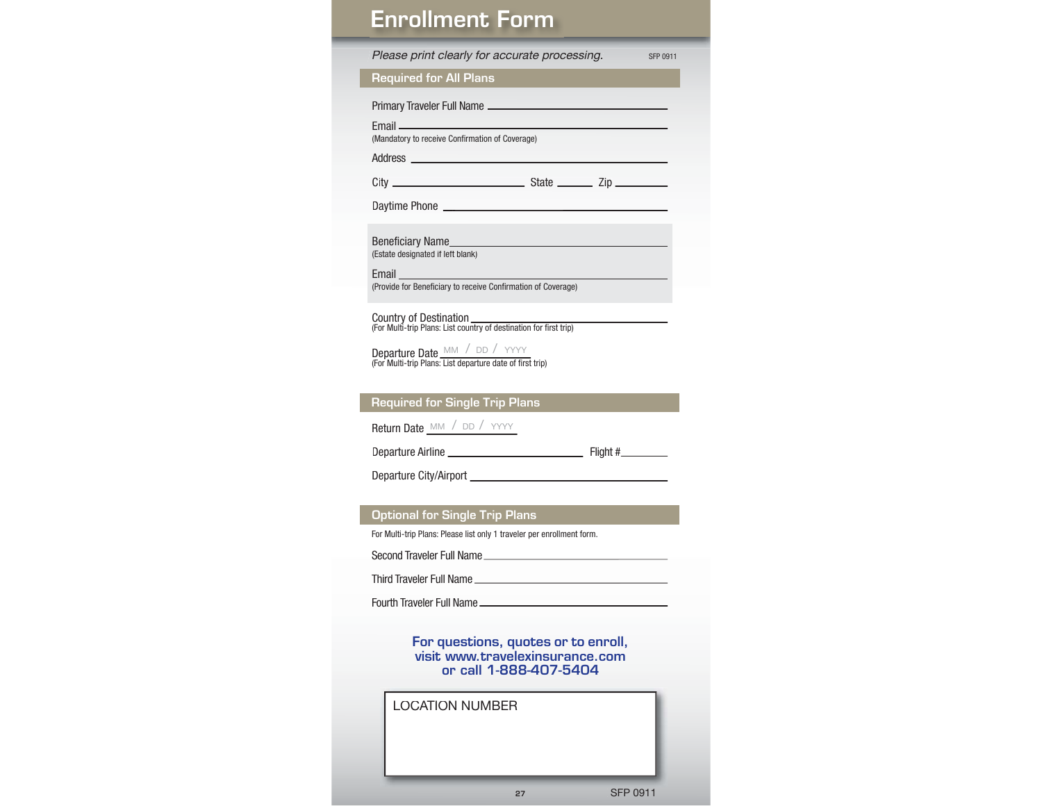# Enrollment Form

*Please print clearly for accurate processing.* SFP 0911

## Required for All Plans

Primary Traveler Full Name ______________________

Email ______________________
(Mandatory to receive Confirmation of Coverage)

Address ______________________

City ______________ State ______ Zip ______

Daytime Phone ______________________

Beneficiary Name ______________________
(Estate designated if left blank)

Email ______________________
(Provide for Beneficiary to receive Confirmation of Coverage)

Country of Destination ______________________
(For Multi-trip Plans: List country of destination for first trip)

Departure Date MM / DD / YYYY
(For Multi-trip Plans: List departure date of first trip)

## Required for Single Trip Plans

Return Date MM / DD / YYYY

Departure Airline ______________ Flight # ______

Departure City/Airport ______________________

## Optional for Single Trip Plans

For Multi-trip Plans: Please list only 1 traveler per enrollment form.

Second Traveler Full Name ______________________

Third Traveler Full Name ______________________

Fourth Traveler Full Name ______________________

**For questions, quotes or to enroll, visit www.travelexinsurance.com or call 1-888-407-5404**

| LOCATION NUMBER |
|---|
| |

SFP 0911